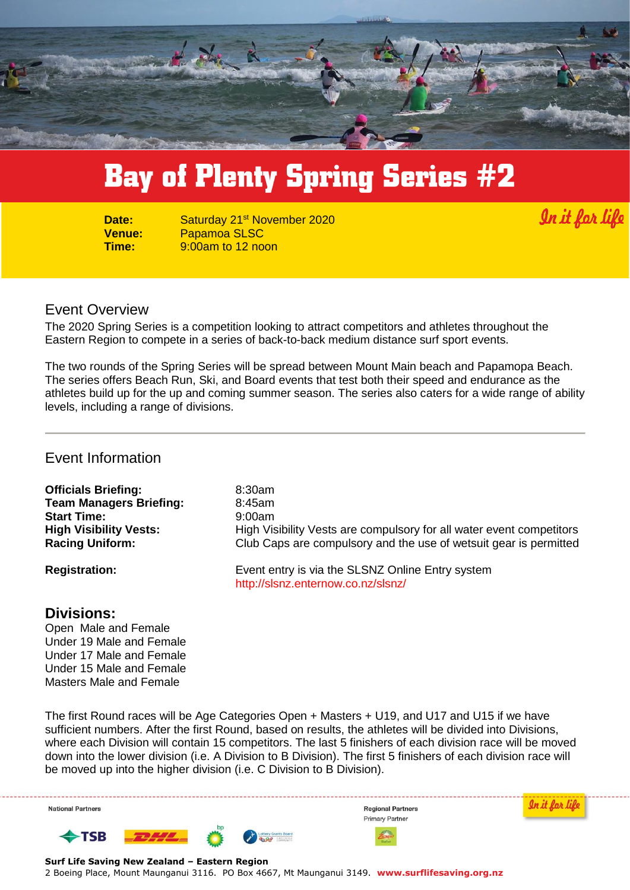# Bay of Plenty Spring Series #2

**Date:** Saturday 21st November 2020
**Venue:** Papamoa SLSC
**Time:** 9:00am to 12 noon

*In it for life*

## Event Overview

The 2020 Spring Series is a competition looking to attract competitors and athletes throughout the Eastern Region to compete in a series of back-to-back medium distance surf sport events.

The two rounds of the Spring Series will be spread between Mount Main beach and Papamopa Beach. The series offers Beach Run, Ski, and Board events that test both their speed and endurance as the athletes build up for the up and coming summer season. The series also caters for a wide range of ability levels, including a range of divisions.

## Event Information

**Officials Briefing:** 8:30am
**Team Managers Briefing:** 8:45am
**Start Time:** 9:00am
**High Visibility Vests:** High Visibility Vests are compulsory for all water event competitors
**Racing Uniform:** Club Caps are compulsory and the use of wetsuit gear is permitted

**Registration:** Event entry is via the SLSNZ Online Entry system
http://slsnz.enternow.co.nz/slsnz/

### Divisions:

Open Male and Female
Under 19 Male and Female
Under 17 Male and Female
Under 15 Male and Female
Masters Male and Female

The first Round races will be Age Categories Open + Masters + U19, and U17 and U15 if we have sufficient numbers. After the first Round, based on results, the athletes will be divided into Divisions, where each Division will contain 15 competitors. The last 5 finishers of each division race will be moved down into the lower division (i.e. A Division to B Division). The first 5 finishers of each division race will be moved up into the higher division (i.e. C Division to B Division).

National Partners

Regional Partners
Primary Partner

*In it for life*

**Surf Life Saving New Zealand – Eastern Region**
2 Boeing Place, Mount Maunganui 3116. PO Box 4667, Mt Maunganui 3149. **www.surflifesaving.org.nz**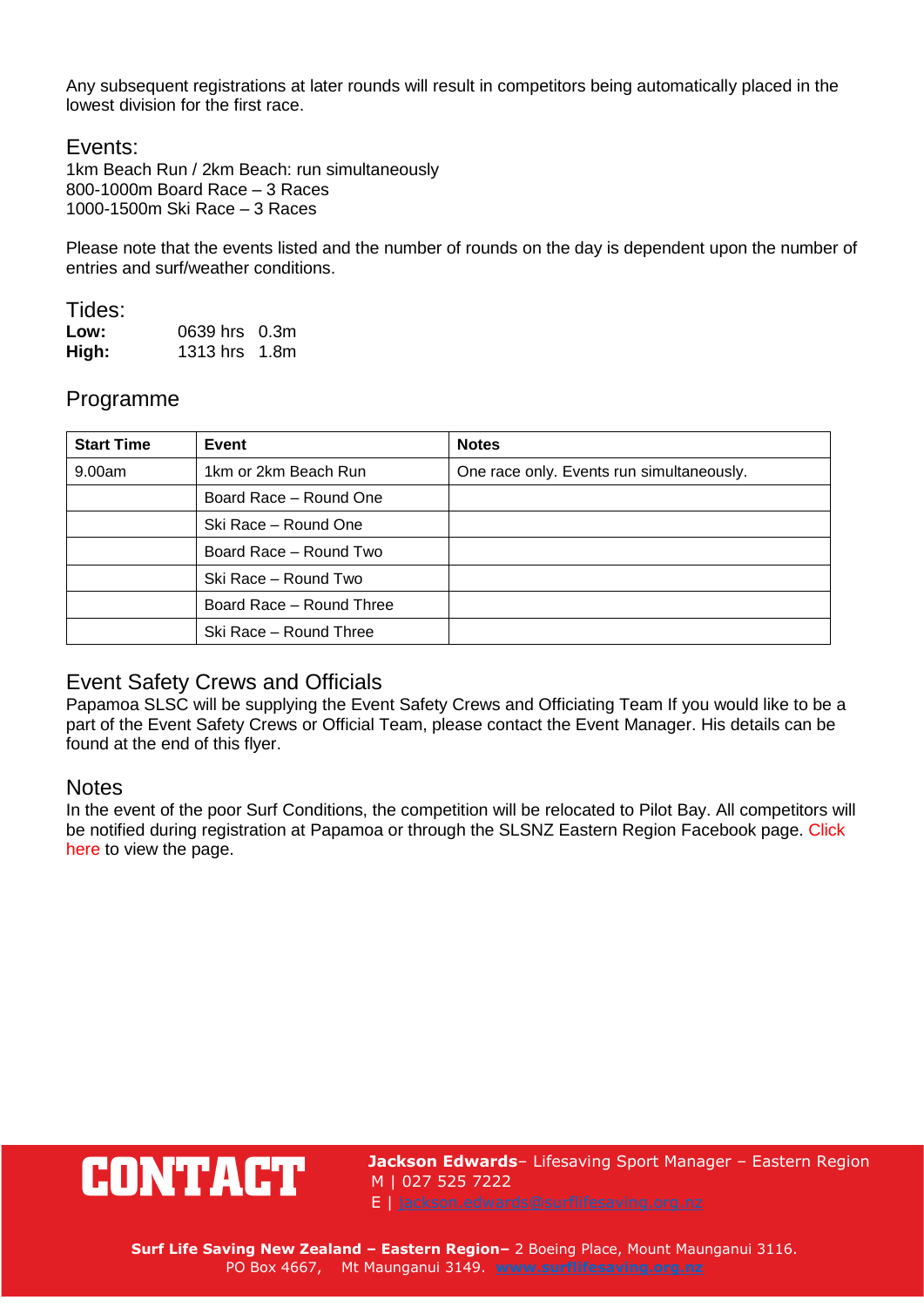Any subsequent registrations at later rounds will result in competitors being automatically placed in the lowest division for the first race.

## Events:

1km Beach Run / 2km Beach: run simultaneously
800-1000m Board Race – 3 Races
1000-1500m Ski Race – 3 Races

Please note that the events listed and the number of rounds on the day is dependent upon the number of entries and surf/weather conditions.

## Tides:

**Low:** 0639 hrs 0.3m
**High:** 1313 hrs 1.8m

## Programme

| Start Time | Event | Notes |
|---|---|---|
| 9.00am | 1km or 2km Beach Run | One race only. Events run simultaneously. |
| | Board Race – Round One | |
| | Ski Race – Round One | |
| | Board Race – Round Two | |
| | Ski Race – Round Two | |
| | Board Race – Round Three | |
| | Ski Race – Round Three | |

## Event Safety Crews and Officials

Papamoa SLSC will be supplying the Event Safety Crews and Officiating Team If you would like to be a part of the Event Safety Crews or Official Team, please contact the Event Manager. His details can be found at the end of this flyer.

## Notes

In the event of the poor Surf Conditions, the competition will be relocated to Pilot Bay. All competitors will be notified during registration at Papamoa or through the SLSNZ Eastern Region Facebook page. Click here to view the page.

## CONTACT

**Jackson Edwards**– Lifesaving Sport Manager – Eastern Region
M | 027 525 7222
E | jackson.edwards@surflifesaving.org.nz

**Surf Life Saving New Zealand – Eastern Region–** 2 Boeing Place, Mount Maunganui 3116.
PO Box 4667, Mt Maunganui 3149. www.surflifesaving.org.nz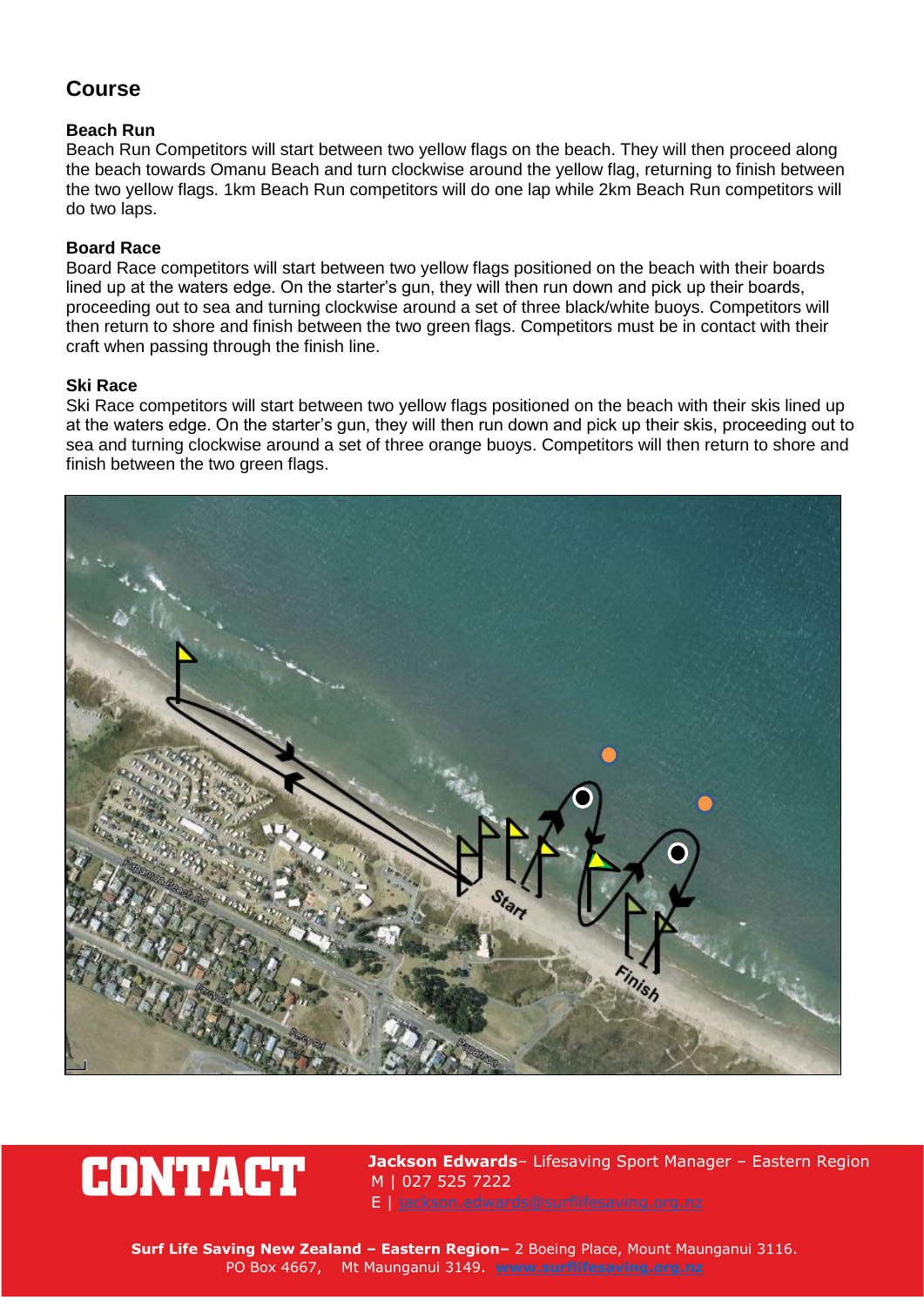## Course

### Beach Run

Beach Run Competitors will start between two yellow flags on the beach. They will then proceed along the beach towards Omanu Beach and turn clockwise around the yellow flag, returning to finish between the two yellow flags. 1km Beach Run competitors will do one lap while 2km Beach Run competitors will do two laps.

### Board Race

Board Race competitors will start between two yellow flags positioned on the beach with their boards lined up at the waters edge. On the starter's gun, they will then run down and pick up their boards, proceeding out to sea and turning clockwise around a set of three black/white buoys. Competitors will then return to shore and finish between the two green flags. Competitors must be in contact with their craft when passing through the finish line.

### Ski Race

Ski Race competitors will start between two yellow flags positioned on the beach with their skis lined up at the waters edge. On the starter's gun, they will then run down and pick up their skis, proceeding out to sea and turning clockwise around a set of three orange buoys. Competitors will then return to shore and finish between the two green flags.

Start

Finish

**CONTACT**

**Jackson Edwards**– Lifesaving Sport Manager – Eastern Region
M | 027 525 7222
E | jackson.edwards@surflifesaving.org.nz

**Surf Life Saving New Zealand – Eastern Region–** 2 Boeing Place, Mount Maunganui 3116.
PO Box 4667, Mt Maunganui 3149. **www.surflifesaving.org.nz**